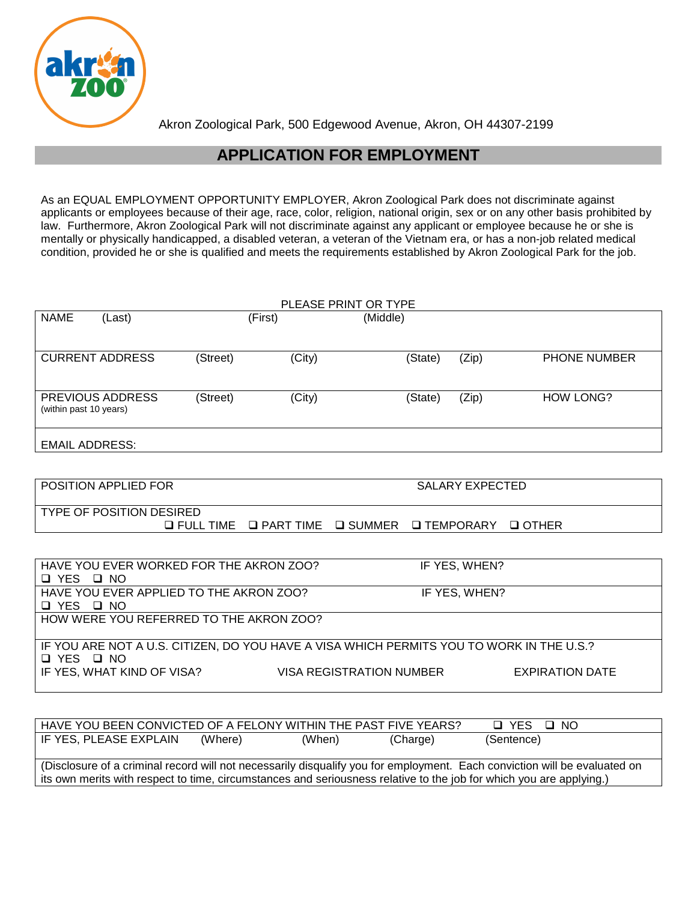Akron Zoological Park, 500 Edgewood Avenue, Akron, OH 44307-2199

## APPLICATION FOR EMPLOYMENT

As an EQUAL EMPLOYMENT OPPORTUNITY EMPLOYER, Akron Zoological Park does not discriminate against applicants or employees because of their age, race, color, religion, national origin, sex or on any other basis prohibited by law. Furthermore, Akron Zoological Park will not discriminate against any applicant or employee because he or she is mentally or physically handicapped, a disabled veteran, a veteran of the Vietnam era, or has a non-job related medical condition, provided he or she is qualified and meets the requirements established by Akron Zoological Park for the job.

PLEASE PRINT OR TYPE

| NAME (Last) | (First) | (Middle) | | | |
|---|---|---|---|---|---|
| CURRENT ADDRESS | (Street) | (City) | (State) | (Zip) | PHONE NUMBER |
| PREVIOUS ADDRESS (within past 10 years) | (Street) | (City) | (State) | (Zip) | HOW LONG? |
| EMAIL ADDRESS: | | | | | |

| POSITION APPLIED FOR | SALARY EXPECTED |
|---|---|
| TYPE OF POSITION DESIRED ❑ FULL TIME ❑ PART TIME ❑ SUMMER ❑ TEMPORARY ❑ OTHER | |

| HAVE YOU EVER WORKED FOR THE AKRON ZOO? ❑ YES ❑ NO | IF YES, WHEN? | |
|---|---|---|
| HAVE YOU EVER APPLIED TO THE AKRON ZOO? ❑ YES ❑ NO | IF YES, WHEN? | |
| HOW WERE YOU REFERRED TO THE AKRON ZOO? | | |
| IF YOU ARE NOT A U.S. CITIZEN, DO YOU HAVE A VISA WHICH PERMITS YOU TO WORK IN THE U.S.? ❑ YES ❑ NO | | |
| IF YES, WHAT KIND OF VISA? | VISA REGISTRATION NUMBER | EXPIRATION DATE |

| HAVE YOU BEEN CONVICTED OF A FELONY WITHIN THE PAST FIVE YEARS? ❑ YES ❑ NO | | | | |
|---|---|---|---|---|
| IF YES, PLEASE EXPLAIN | (Where) | (When) | (Charge) | (Sentence) |
| (Disclosure of a criminal record will not necessarily disqualify you for employment. Each conviction will be evaluated on its own merits with respect to time, circumstances and seriousness relative to the job for which you are applying.) | | | | |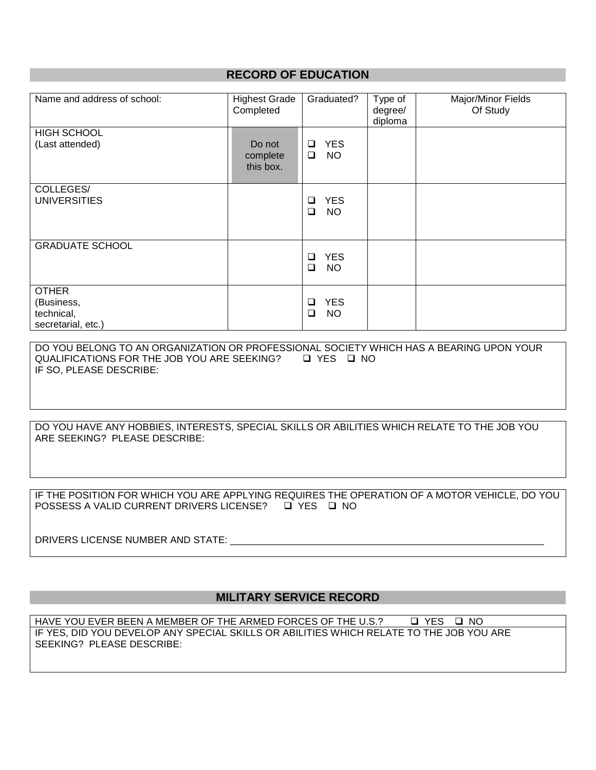## RECORD OF EDUCATION

| Name and address of school: | Highest Grade Completed | Graduated? | Type of degree/ diploma | Major/Minor Fields Of Study |
|---|---|---|---|---|
| HIGH SCHOOL (Last attended) | Do not complete this box. | ❑ YES ❑ NO | | |
| COLLEGES/ UNIVERSITIES | | ❑ YES ❑ NO | | |
| GRADUATE SCHOOL | | ❑ YES ❑ NO | | |
| OTHER (Business, technical, secretarial, etc.) | | ❑ YES ❑ NO | | |

DO YOU BELONG TO AN ORGANIZATION OR PROFESSIONAL SOCIETY WHICH HAS A BEARING UPON YOUR QUALIFICATIONS FOR THE JOB YOU ARE SEEKING? ❑ YES ❑ NO
IF SO, PLEASE DESCRIBE:

DO YOU HAVE ANY HOBBIES, INTERESTS, SPECIAL SKILLS OR ABILITIES WHICH RELATE TO THE JOB YOU ARE SEEKING? PLEASE DESCRIBE:

IF THE POSITION FOR WHICH YOU ARE APPLYING REQUIRES THE OPERATION OF A MOTOR VEHICLE, DO YOU POSSESS A VALID CURRENT DRIVERS LICENSE? ❑ YES ❑ NO

DRIVERS LICENSE NUMBER AND STATE: ___________________________________________________________

## MILITARY SERVICE RECORD

HAVE YOU EVER BEEN A MEMBER OF THE ARMED FORCES OF THE U.S.? ❑ YES ❑ NO
IF YES, DID YOU DEVELOP ANY SPECIAL SKILLS OR ABILITIES WHICH RELATE TO THE JOB YOU ARE SEEKING? PLEASE DESCRIBE: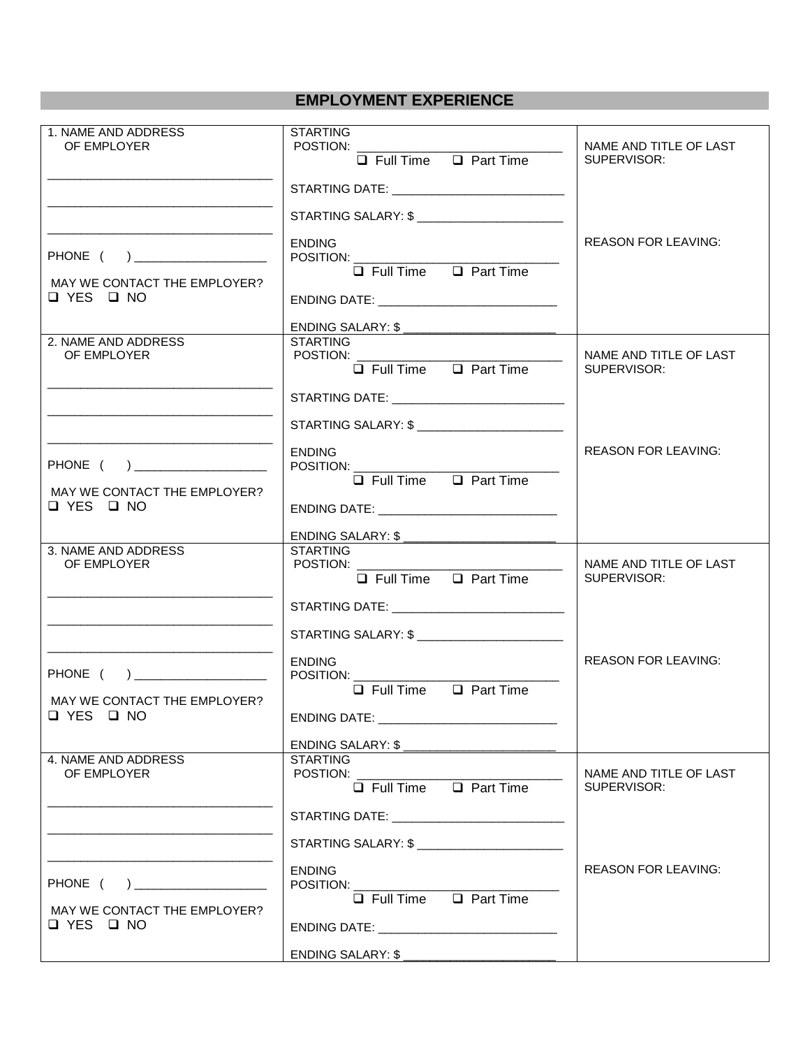## EMPLOYMENT EXPERIENCE

| | | |
|---|---|---|
| 1. NAME AND ADDRESS OF EMPLOYER<br>\_\_\_\_\_\_\_\_\_\_\_\_\_\_\_\_\_\_\_\_\_\_\_\_\_\_\_\_\_\_<br>\_\_\_\_\_\_\_\_\_\_\_\_\_\_\_\_\_\_\_\_\_\_\_\_\_\_\_\_\_\_<br>\_\_\_\_\_\_\_\_\_\_\_\_\_\_\_\_\_\_\_\_\_\_\_\_\_\_\_\_\_\_<br>PHONE ( ) \_\_\_\_\_\_\_\_\_\_\_\_\_\_\_\_\_\_<br>MAY WE CONTACT THE EMPLOYER?<br>❑ YES ❑ NO | STARTING POSTION: \_\_\_\_\_\_\_\_\_\_\_\_\_\_\_\_\_\_\_\_\_\_\_\_<br>❑ Full Time ❑ Part Time<br>STARTING DATE: \_\_\_\_\_\_\_\_\_\_\_\_\_\_\_\_\_\_\_\_\_\_<br>STARTING SALARY: $ \_\_\_\_\_\_\_\_\_\_\_\_\_\_\_\_\_\_\_\_<br>ENDING POSITION: \_\_\_\_\_\_\_\_\_\_\_\_\_\_\_\_\_\_\_\_\_\_\_\_<br>❑ Full Time ❑ Part Time<br>ENDING DATE: \_\_\_\_\_\_\_\_\_\_\_\_\_\_\_\_\_\_\_\_\_\_\_\_<br>ENDING SALARY: $ \_\_\_\_\_\_\_\_\_\_\_\_\_\_\_\_\_\_\_\_ | NAME AND TITLE OF LAST SUPERVISOR:<br><br>REASON FOR LEAVING: |
| 2. NAME AND ADDRESS OF EMPLOYER<br>\_\_\_\_\_\_\_\_\_\_\_\_\_\_\_\_\_\_\_\_\_\_\_\_\_\_\_\_\_\_<br>\_\_\_\_\_\_\_\_\_\_\_\_\_\_\_\_\_\_\_\_\_\_\_\_\_\_\_\_\_\_<br>\_\_\_\_\_\_\_\_\_\_\_\_\_\_\_\_\_\_\_\_\_\_\_\_\_\_\_\_\_\_<br>PHONE ( ) \_\_\_\_\_\_\_\_\_\_\_\_\_\_\_\_\_\_<br>MAY WE CONTACT THE EMPLOYER?<br>❑ YES ❑ NO | STARTING POSTION: \_\_\_\_\_\_\_\_\_\_\_\_\_\_\_\_\_\_\_\_\_\_\_\_<br>❑ Full Time ❑ Part Time<br>STARTING DATE: \_\_\_\_\_\_\_\_\_\_\_\_\_\_\_\_\_\_\_\_\_\_<br>STARTING SALARY: $ \_\_\_\_\_\_\_\_\_\_\_\_\_\_\_\_\_\_\_\_<br>ENDING POSITION: \_\_\_\_\_\_\_\_\_\_\_\_\_\_\_\_\_\_\_\_\_\_\_\_<br>❑ Full Time ❑ Part Time<br>ENDING DATE: \_\_\_\_\_\_\_\_\_\_\_\_\_\_\_\_\_\_\_\_\_\_\_\_<br>ENDING SALARY: $ \_\_\_\_\_\_\_\_\_\_\_\_\_\_\_\_\_\_\_\_ | NAME AND TITLE OF LAST SUPERVISOR:<br><br>REASON FOR LEAVING: |
| 3. NAME AND ADDRESS OF EMPLOYER<br>\_\_\_\_\_\_\_\_\_\_\_\_\_\_\_\_\_\_\_\_\_\_\_\_\_\_\_\_\_\_<br>\_\_\_\_\_\_\_\_\_\_\_\_\_\_\_\_\_\_\_\_\_\_\_\_\_\_\_\_\_\_<br>\_\_\_\_\_\_\_\_\_\_\_\_\_\_\_\_\_\_\_\_\_\_\_\_\_\_\_\_\_\_<br>PHONE ( ) \_\_\_\_\_\_\_\_\_\_\_\_\_\_\_\_\_\_<br>MAY WE CONTACT THE EMPLOYER?<br>❑ YES ❑ NO | STARTING POSTION: \_\_\_\_\_\_\_\_\_\_\_\_\_\_\_\_\_\_\_\_\_\_\_\_<br>❑ Full Time ❑ Part Time<br>STARTING DATE: \_\_\_\_\_\_\_\_\_\_\_\_\_\_\_\_\_\_\_\_\_\_<br>STARTING SALARY: $ \_\_\_\_\_\_\_\_\_\_\_\_\_\_\_\_\_\_\_\_<br>ENDING POSITION: \_\_\_\_\_\_\_\_\_\_\_\_\_\_\_\_\_\_\_\_\_\_\_\_<br>❑ Full Time ❑ Part Time<br>ENDING DATE: \_\_\_\_\_\_\_\_\_\_\_\_\_\_\_\_\_\_\_\_\_\_\_\_<br>ENDING SALARY: $ \_\_\_\_\_\_\_\_\_\_\_\_\_\_\_\_\_\_\_\_ | NAME AND TITLE OF LAST SUPERVISOR:<br><br>REASON FOR LEAVING: |
| 4. NAME AND ADDRESS OF EMPLOYER<br>\_\_\_\_\_\_\_\_\_\_\_\_\_\_\_\_\_\_\_\_\_\_\_\_\_\_\_\_\_\_<br>\_\_\_\_\_\_\_\_\_\_\_\_\_\_\_\_\_\_\_\_\_\_\_\_\_\_\_\_\_\_<br>\_\_\_\_\_\_\_\_\_\_\_\_\_\_\_\_\_\_\_\_\_\_\_\_\_\_\_\_\_\_<br>PHONE ( ) \_\_\_\_\_\_\_\_\_\_\_\_\_\_\_\_\_\_<br>MAY WE CONTACT THE EMPLOYER?<br>❑ YES ❑ NO | STARTING POSTION: \_\_\_\_\_\_\_\_\_\_\_\_\_\_\_\_\_\_\_\_\_\_\_\_<br>❑ Full Time ❑ Part Time<br>STARTING DATE: \_\_\_\_\_\_\_\_\_\_\_\_\_\_\_\_\_\_\_\_\_\_<br>STARTING SALARY: $ \_\_\_\_\_\_\_\_\_\_\_\_\_\_\_\_\_\_\_\_<br>ENDING POSITION: \_\_\_\_\_\_\_\_\_\_\_\_\_\_\_\_\_\_\_\_\_\_\_\_<br>❑ Full Time ❑ Part Time<br>ENDING DATE: \_\_\_\_\_\_\_\_\_\_\_\_\_\_\_\_\_\_\_\_\_\_\_\_<br>ENDING SALARY: $ \_\_\_\_\_\_\_\_\_\_\_\_\_\_\_\_\_\_\_\_ | NAME AND TITLE OF LAST SUPERVISOR:<br><br>REASON FOR LEAVING: |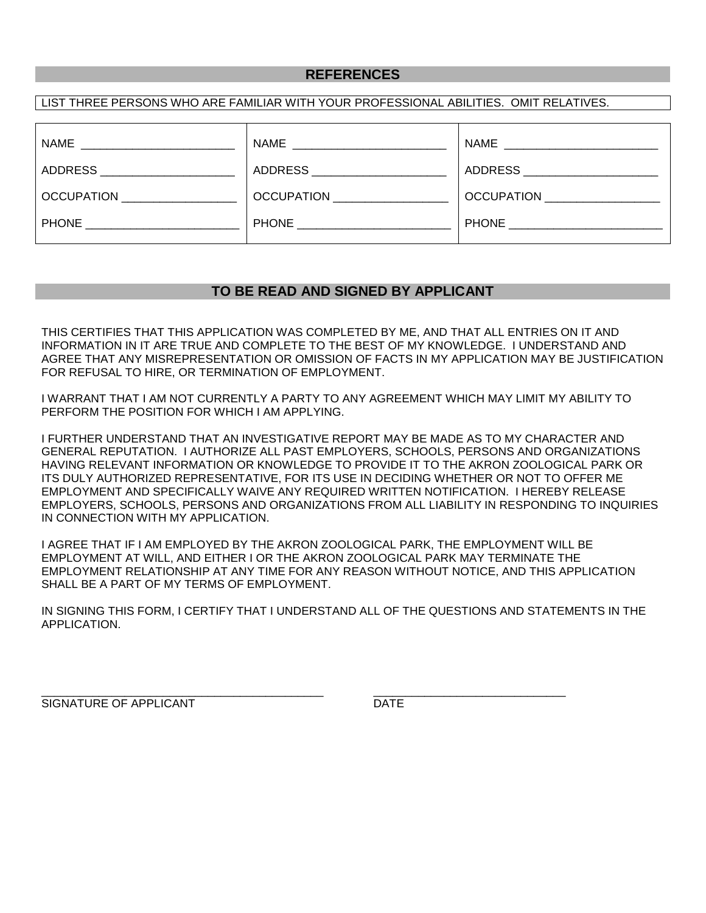## REFERENCES

LIST THREE PERSONS WHO ARE FAMILIAR WITH YOUR PROFESSIONAL ABILITIES. OMIT RELATIVES.

| | | |
|---|---|---|
| NAME ________________________ | NAME ________________________ | NAME ________________________ |
| ADDRESS _____________________ | ADDRESS _____________________ | ADDRESS _____________________ |
| OCCUPATION __________________ | OCCUPATION __________________ | OCCUPATION __________________ |
| PHONE ________________________ | PHONE ________________________ | PHONE ________________________ |

## TO BE READ AND SIGNED BY APPLICANT

THIS CERTIFIES THAT THIS APPLICATION WAS COMPLETED BY ME, AND THAT ALL ENTRIES ON IT AND INFORMATION IN IT ARE TRUE AND COMPLETE TO THE BEST OF MY KNOWLEDGE. I UNDERSTAND AND AGREE THAT ANY MISREPRESENTATION OR OMISSION OF FACTS IN MY APPLICATION MAY BE JUSTIFICATION FOR REFUSAL TO HIRE, OR TERMINATION OF EMPLOYMENT.

I WARRANT THAT I AM NOT CURRENTLY A PARTY TO ANY AGREEMENT WHICH MAY LIMIT MY ABILITY TO PERFORM THE POSITION FOR WHICH I AM APPLYING.

I FURTHER UNDERSTAND THAT AN INVESTIGATIVE REPORT MAY BE MADE AS TO MY CHARACTER AND GENERAL REPUTATION. I AUTHORIZE ALL PAST EMPLOYERS, SCHOOLS, PERSONS AND ORGANIZATIONS HAVING RELEVANT INFORMATION OR KNOWLEDGE TO PROVIDE IT TO THE AKRON ZOOLOGICAL PARK OR ITS DULY AUTHORIZED REPRESENTATIVE, FOR ITS USE IN DECIDING WHETHER OR NOT TO OFFER ME EMPLOYMENT AND SPECIFICALLY WAIVE ANY REQUIRED WRITTEN NOTIFICATION. I HEREBY RELEASE EMPLOYERS, SCHOOLS, PERSONS AND ORGANIZATIONS FROM ALL LIABILITY IN RESPONDING TO INQUIRIES IN CONNECTION WITH MY APPLICATION.

I AGREE THAT IF I AM EMPLOYED BY THE AKRON ZOOLOGICAL PARK, THE EMPLOYMENT WILL BE EMPLOYMENT AT WILL, AND EITHER I OR THE AKRON ZOOLOGICAL PARK MAY TERMINATE THE EMPLOYMENT RELATIONSHIP AT ANY TIME FOR ANY REASON WITHOUT NOTICE, AND THIS APPLICATION SHALL BE A PART OF MY TERMS OF EMPLOYMENT.

IN SIGNING THIS FORM, I CERTIFY THAT I UNDERSTAND ALL OF THE QUESTIONS AND STATEMENTS IN THE APPLICATION.

_____________________________________________ ______________________________
SIGNATURE OF APPLICANT DATE